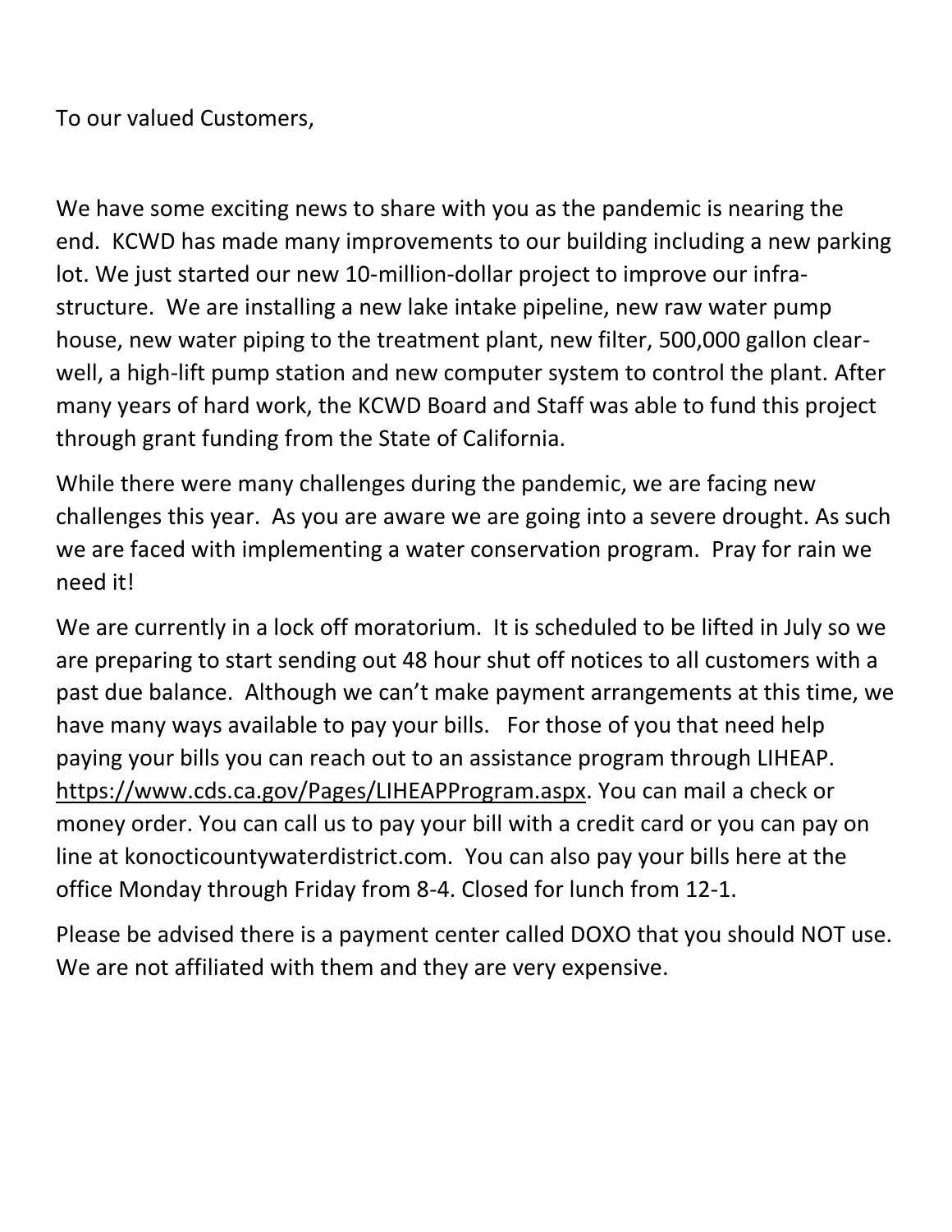To our valued Customers,

We have some exciting news to share with you as the pandemic is nearing the end. KCWD has made many improvements to our building including a new parking lot. We just started our new 10-million-dollar project to improve our infra-structure. We are installing a new lake intake pipeline, new raw water pump house, new water piping to the treatment plant, new filter, 500,000 gallon clear-well, a high-lift pump station and new computer system to control the plant. After many years of hard work, the KCWD Board and Staff was able to fund this project through grant funding from the State of California.

While there were many challenges during the pandemic, we are facing new challenges this year. As you are aware we are going into a severe drought. As such we are faced with implementing a water conservation program. Pray for rain we need it!

We are currently in a lock off moratorium. It is scheduled to be lifted in July so we are preparing to start sending out 48 hour shut off notices to all customers with a past due balance. Although we can't make payment arrangements at this time, we have many ways available to pay your bills. For those of you that need help paying your bills you can reach out to an assistance program through LIHEAP. https://www.cds.ca.gov/Pages/LIHEAPProgram.aspx. You can mail a check or money order. You can call us to pay your bill with a credit card or you can pay on line at konocticountywaterdistrict.com. You can also pay your bills here at the office Monday through Friday from 8-4. Closed for lunch from 12-1.

Please be advised there is a payment center called DOXO that you should NOT use. We are not affiliated with them and they are very expensive.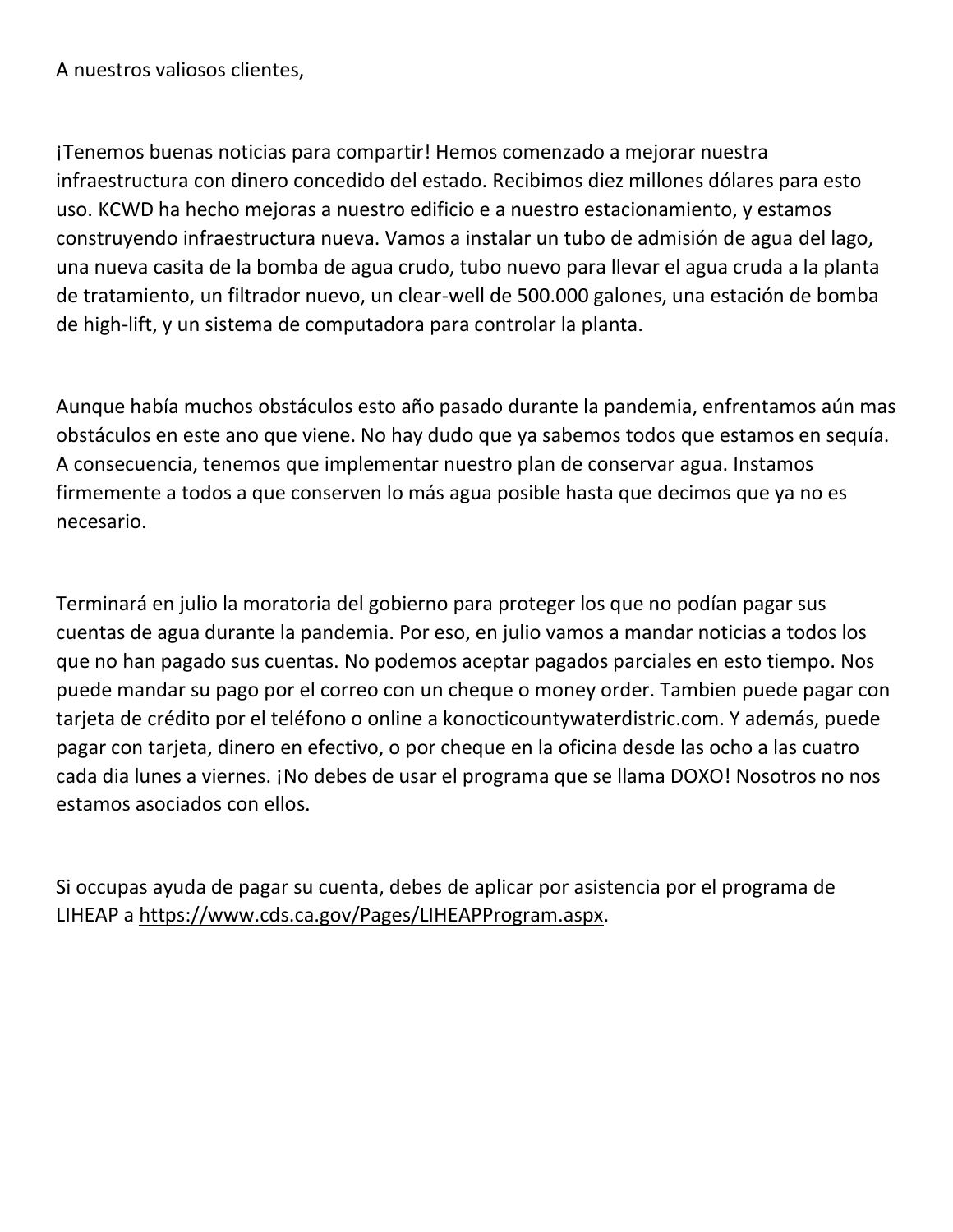A nuestros valiosos clientes,

¡Tenemos buenas noticias para compartir! Hemos comenzado a mejorar nuestra infraestructura con dinero concedido del estado. Recibimos diez millones dólares para esto uso. KCWD ha hecho mejoras a nuestro edificio e a nuestro estacionamiento, y estamos construyendo infraestructura nueva. Vamos a instalar un tubo de admisión de agua del lago, una nueva casita de la bomba de agua crudo, tubo nuevo para llevar el agua cruda a la planta de tratamiento, un filtrador nuevo, un clear-well de 500.000 galones, una estación de bomba de high-lift, y un sistema de computadora para controlar la planta.

Aunque había muchos obstáculos esto año pasado durante la pandemia, enfrentamos aún mas obstáculos en este ano que viene. No hay dudo que ya sabemos todos que estamos en sequía. A consecuencia, tenemos que implementar nuestro plan de conservar agua. Instamos firmemente a todos a que conserven lo más agua posible hasta que decimos que ya no es necesario.

Terminará en julio la moratoria del gobierno para proteger los que no podían pagar sus cuentas de agua durante la pandemia. Por eso, en julio vamos a mandar noticias a todos los que no han pagado sus cuentas. No podemos aceptar pagados parciales en esto tiempo. Nos puede mandar su pago por el correo con un cheque o money order. Tambien puede pagar con tarjeta de crédito por el teléfono o online a konocticountywaterdistric.com. Y además, puede pagar con tarjeta, dinero en efectivo, o por cheque en la oficina desde las ocho a las cuatro cada dia lunes a viernes. ¡No debes de usar el programa que se llama DOXO! Nosotros no nos estamos asociados con ellos.

Si occupas ayuda de pagar su cuenta, debes de aplicar por asistencia por el programa de LIHEAP a https://www.cds.ca.gov/Pages/LIHEAPProgram.aspx.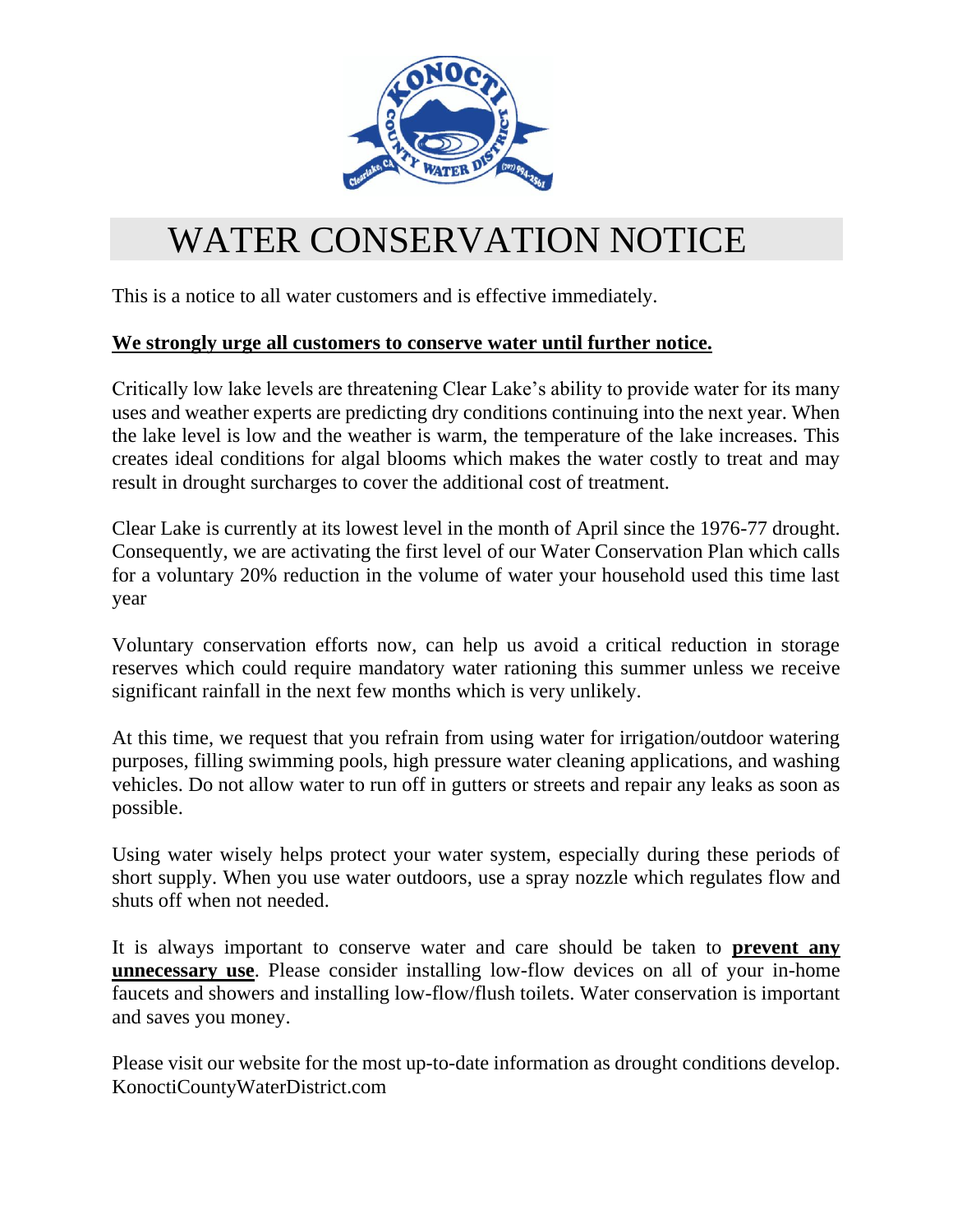# WATER CONSERVATION NOTICE

This is a notice to all water customers and is effective immediately.

**We strongly urge all customers to conserve water until further notice.**

Critically low lake levels are threatening Clear Lake's ability to provide water for its many uses and weather experts are predicting dry conditions continuing into the next year. When the lake level is low and the weather is warm, the temperature of the lake increases. This creates ideal conditions for algal blooms which makes the water costly to treat and may result in drought surcharges to cover the additional cost of treatment.

Clear Lake is currently at its lowest level in the month of April since the 1976-77 drought. Consequently, we are activating the first level of our Water Conservation Plan which calls for a voluntary 20% reduction in the volume of water your household used this time last year

Voluntary conservation efforts now, can help us avoid a critical reduction in storage reserves which could require mandatory water rationing this summer unless we receive significant rainfall in the next few months which is very unlikely.

At this time, we request that you refrain from using water for irrigation/outdoor watering purposes, filling swimming pools, high pressure water cleaning applications, and washing vehicles. Do not allow water to run off in gutters or streets and repair any leaks as soon as possible.

Using water wisely helps protect your water system, especially during these periods of short supply. When you use water outdoors, use a spray nozzle which regulates flow and shuts off when not needed.

It is always important to conserve water and care should be taken to **prevent any unnecessary use**. Please consider installing low-flow devices on all of your in-home faucets and showers and installing low-flow/flush toilets. Water conservation is important and saves you money.

Please visit our website for the most up-to-date information as drought conditions develop. KonoctiCountyWaterDistrict.com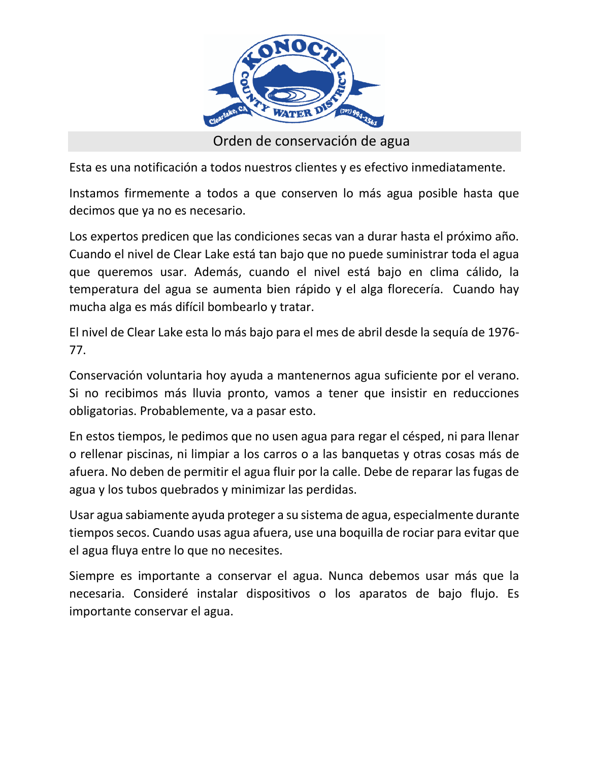# Orden de conservación de agua

Esta es una notificación a todos nuestros clientes y es efectivo inmediatamente.

Instamos firmemente a todos a que conserven lo más agua posible hasta que decimos que ya no es necesario.

Los expertos predicen que las condiciones secas van a durar hasta el próximo año. Cuando el nivel de Clear Lake está tan bajo que no puede suministrar toda el agua que queremos usar. Además, cuando el nivel está bajo en clima cálido, la temperatura del agua se aumenta bien rápido y el alga florecería. Cuando hay mucha alga es más difícil bombearlo y tratar.

El nivel de Clear Lake esta lo más bajo para el mes de abril desde la sequía de 1976-77.

Conservación voluntaria hoy ayuda a mantenernos agua suficiente por el verano. Si no recibimos más lluvia pronto, vamos a tener que insistir en reducciones obligatorias. Probablemente, va a pasar esto.

En estos tiempos, le pedimos que no usen agua para regar el césped, ni para llenar o rellenar piscinas, ni limpiar a los carros o a las banquetas y otras cosas más de afuera. No deben de permitir el agua fluir por la calle. Debe de reparar las fugas de agua y los tubos quebrados y minimizar las perdidas.

Usar agua sabiamente ayuda proteger a su sistema de agua, especialmente durante tiempos secos. Cuando usas agua afuera, use una boquilla de rociar para evitar que el agua fluya entre lo que no necesites.

Siempre es importante a conservar el agua. Nunca debemos usar más que la necesaria. Consideré instalar dispositivos o los aparatos de bajo flujo. Es importante conservar el agua.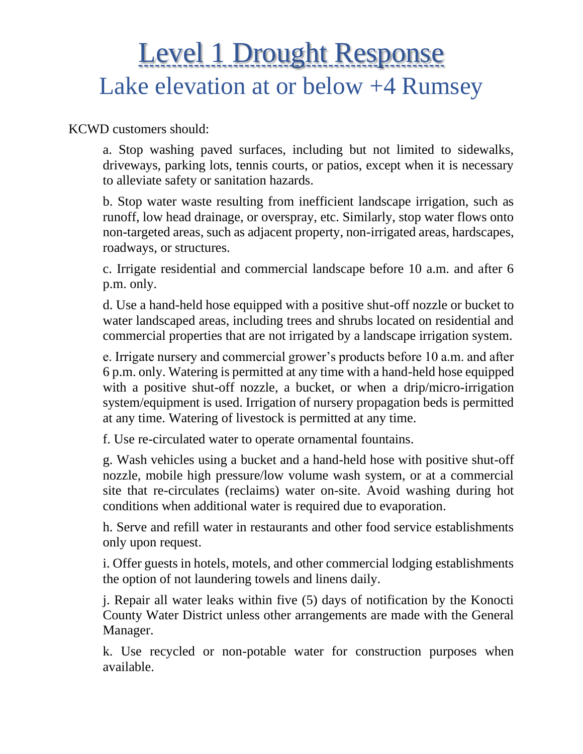# Level 1 Drought Response

## Lake elevation at or below +4 Rumsey

KCWD customers should:

a. Stop washing paved surfaces, including but not limited to sidewalks, driveways, parking lots, tennis courts, or patios, except when it is necessary to alleviate safety or sanitation hazards.

b. Stop water waste resulting from inefficient landscape irrigation, such as runoff, low head drainage, or overspray, etc. Similarly, stop water flows onto non-targeted areas, such as adjacent property, non-irrigated areas, hardscapes, roadways, or structures.

c. Irrigate residential and commercial landscape before 10 a.m. and after 6 p.m. only.

d. Use a hand-held hose equipped with a positive shut-off nozzle or bucket to water landscaped areas, including trees and shrubs located on residential and commercial properties that are not irrigated by a landscape irrigation system.

e. Irrigate nursery and commercial grower's products before 10 a.m. and after 6 p.m. only. Watering is permitted at any time with a hand-held hose equipped with a positive shut-off nozzle, a bucket, or when a drip/micro-irrigation system/equipment is used. Irrigation of nursery propagation beds is permitted at any time. Watering of livestock is permitted at any time.

f. Use re-circulated water to operate ornamental fountains.

g. Wash vehicles using a bucket and a hand-held hose with positive shut-off nozzle, mobile high pressure/low volume wash system, or at a commercial site that re-circulates (reclaims) water on-site. Avoid washing during hot conditions when additional water is required due to evaporation.

h. Serve and refill water in restaurants and other food service establishments only upon request.

i. Offer guests in hotels, motels, and other commercial lodging establishments the option of not laundering towels and linens daily.

j. Repair all water leaks within five (5) days of notification by the Konocti County Water District unless other arrangements are made with the General Manager.

k. Use recycled or non-potable water for construction purposes when available.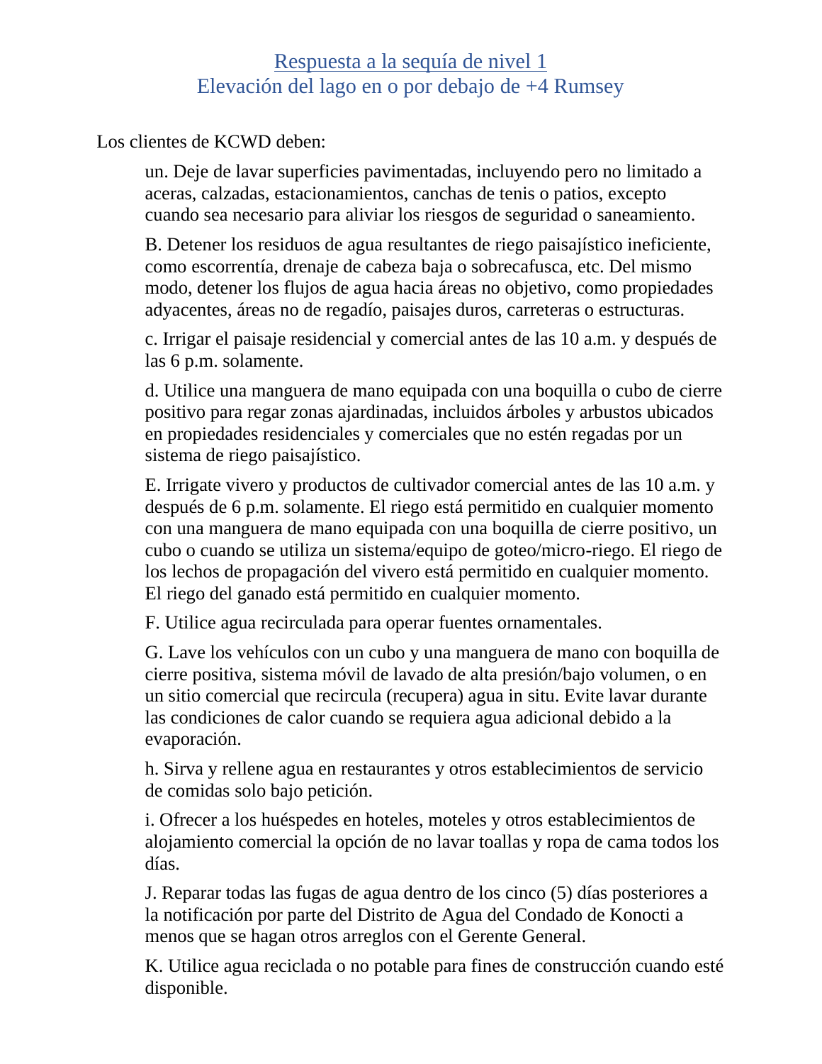## Respuesta a la sequía de nivel 1
## Elevación del lago en o por debajo de +4 Rumsey

Los clientes de KCWD deben:

un. Deje de lavar superficies pavimentadas, incluyendo pero no limitado a aceras, calzadas, estacionamientos, canchas de tenis o patios, excepto cuando sea necesario para aliviar los riesgos de seguridad o saneamiento.

B. Detener los residuos de agua resultantes de riego paisajístico ineficiente, como escorrentía, drenaje de cabeza baja o sobrecafusca, etc. Del mismo modo, detener los flujos de agua hacia áreas no objetivo, como propiedades adyacentes, áreas no de regadío, paisajes duros, carreteras o estructuras.

c. Irrigar el paisaje residencial y comercial antes de las 10 a.m. y después de las 6 p.m. solamente.

d. Utilice una manguera de mano equipada con una boquilla o cubo de cierre positivo para regar zonas ajardinadas, incluidos árboles y arbustos ubicados en propiedades residenciales y comerciales que no estén regadas por un sistema de riego paisajístico.

E. Irrigate vivero y productos de cultivador comercial antes de las 10 a.m. y después de 6 p.m. solamente. El riego está permitido en cualquier momento con una manguera de mano equipada con una boquilla de cierre positivo, un cubo o cuando se utiliza un sistema/equipo de goteo/micro-riego. El riego de los lechos de propagación del vivero está permitido en cualquier momento. El riego del ganado está permitido en cualquier momento.

F. Utilice agua recirculada para operar fuentes ornamentales.

G. Lave los vehículos con un cubo y una manguera de mano con boquilla de cierre positiva, sistema móvil de lavado de alta presión/bajo volumen, o en un sitio comercial que recircula (recupera) agua in situ. Evite lavar durante las condiciones de calor cuando se requiera agua adicional debido a la evaporación.

h. Sirva y rellene agua en restaurantes y otros establecimientos de servicio de comidas solo bajo petición.

i. Ofrecer a los huéspedes en hoteles, moteles y otros establecimientos de alojamiento comercial la opción de no lavar toallas y ropa de cama todos los días.

J. Reparar todas las fugas de agua dentro de los cinco (5) días posteriores a la notificación por parte del Distrito de Agua del Condado de Konocti a menos que se hagan otros arreglos con el Gerente General.

K. Utilice agua reciclada o no potable para fines de construcción cuando esté disponible.